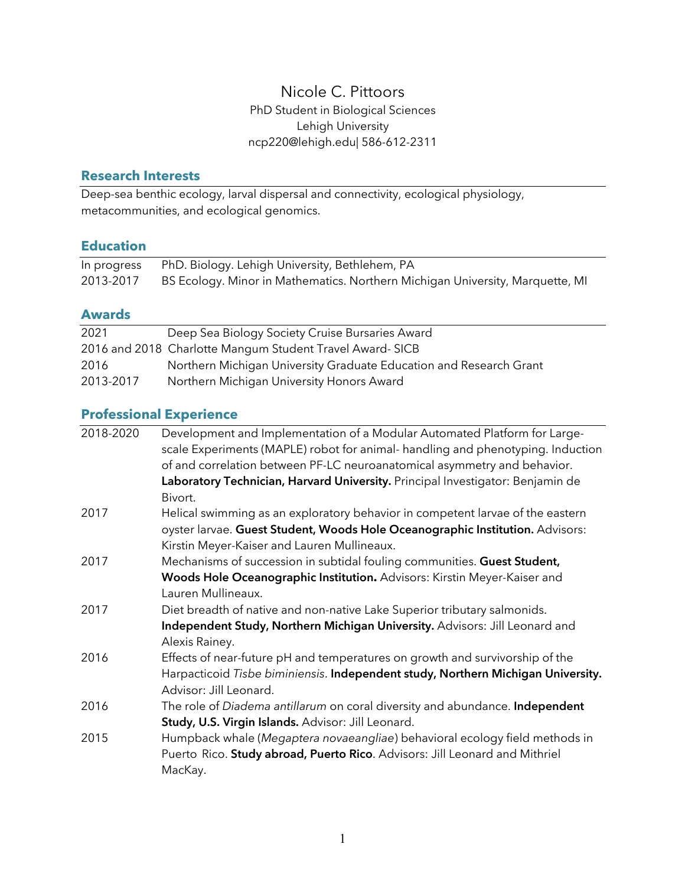# Nicole C. Pittoors

PhD Student in Biological Sciences
Lehigh University
ncp220@lehigh.edu| 586-612-2311

## Research Interests

Deep-sea benthic ecology, larval dispersal and connectivity, ecological physiology, metacommunities, and ecological genomics.

## Education

| | |
|---|---|
| In progress | PhD. Biology. Lehigh University, Bethlehem, PA |
| 2013-2017 | BS Ecology. Minor in Mathematics. Northern Michigan University, Marquette, MI |

## Awards

| | |
|---|---|
| 2021 | Deep Sea Biology Society Cruise Bursaries Award |
| 2016 and 2018 | Charlotte Mangum Student Travel Award- SICB |
| 2016 | Northern Michigan University Graduate Education and Research Grant |
| 2013-2017 | Northern Michigan University Honors Award |

## Professional Experience

| | |
|---|---|
| 2018-2020 | Development and Implementation of a Modular Automated Platform for Large-scale Experiments (MAPLE) robot for animal- handling and phenotyping. Induction of and correlation between PF-LC neuroanatomical asymmetry and behavior. **Laboratory Technician, Harvard University.** Principal Investigator: Benjamin de Bivort. |
| 2017 | Helical swimming as an exploratory behavior in competent larvae of the eastern oyster larvae. **Guest Student, Woods Hole Oceanographic Institution.** Advisors: Kirstin Meyer-Kaiser and Lauren Mullineaux. |
| 2017 | Mechanisms of succession in subtidal fouling communities. **Guest Student, Woods Hole Oceanographic Institution.** Advisors: Kirstin Meyer-Kaiser and Lauren Mullineaux. |
| 2017 | Diet breadth of native and non-native Lake Superior tributary salmonids. **Independent Study, Northern Michigan University.** Advisors: Jill Leonard and Alexis Rainey. |
| 2016 | Effects of near-future pH and temperatures on growth and survivorship of the Harpacticoid *Tisbe biminiensis*. **Independent study, Northern Michigan University.** Advisor: Jill Leonard. |
| 2016 | The role of *Diadema antillarum* on coral diversity and abundance. **Independent Study, U.S. Virgin Islands.** Advisor: Jill Leonard. |
| 2015 | Humpback whale (*Megaptera novaeangliae*) behavioral ecology field methods in Puerto Rico. **Study abroad, Puerto Rico**. Advisors: Jill Leonard and Mithriel MacKay. |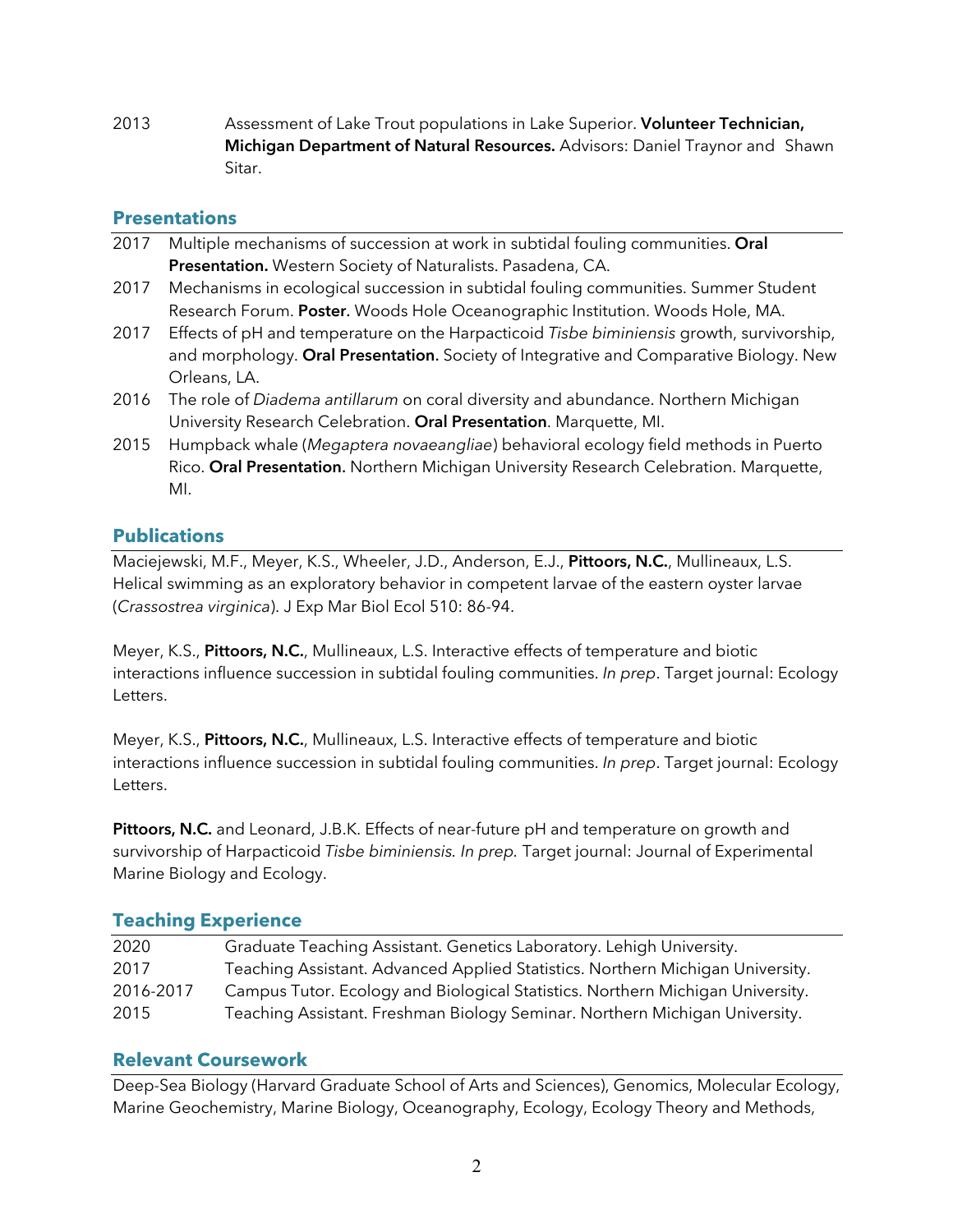2013 Assessment of Lake Trout populations in Lake Superior. **Volunteer Technician, Michigan Department of Natural Resources.** Advisors: Daniel Traynor and Shawn Sitar.

## Presentations

2017 Multiple mechanisms of succession at work in subtidal fouling communities. **Oral Presentation.** Western Society of Naturalists. Pasadena, CA.

2017 Mechanisms in ecological succession in subtidal fouling communities. Summer Student Research Forum. **Poster.** Woods Hole Oceanographic Institution. Woods Hole, MA.

2017 Effects of pH and temperature on the Harpacticoid *Tisbe biminiensis* growth, survivorship, and morphology. **Oral Presentation.** Society of Integrative and Comparative Biology. New Orleans, LA.

2016 The role of *Diadema antillarum* on coral diversity and abundance. Northern Michigan University Research Celebration. **Oral Presentation**. Marquette, MI.

2015 Humpback whale (*Megaptera novaeangliae*) behavioral ecology field methods in Puerto Rico. **Oral Presentation.** Northern Michigan University Research Celebration. Marquette, MI.

## Publications

Maciejewski, M.F., Meyer, K.S., Wheeler, J.D., Anderson, E.J., **Pittoors, N.C.**, Mullineaux, L.S. Helical swimming as an exploratory behavior in competent larvae of the eastern oyster larvae (*Crassostrea virginica*). J Exp Mar Biol Ecol 510: 86-94.

Meyer, K.S., **Pittoors, N.C.**, Mullineaux, L.S. Interactive effects of temperature and biotic interactions influence succession in subtidal fouling communities. *In prep*. Target journal: Ecology Letters.

Meyer, K.S., **Pittoors, N.C.**, Mullineaux, L.S. Interactive effects of temperature and biotic interactions influence succession in subtidal fouling communities. *In prep*. Target journal: Ecology Letters.

**Pittoors, N.C.** and Leonard, J.B.K. Effects of near-future pH and temperature on growth and survivorship of Harpacticoid *Tisbe biminiensis*. *In prep.* Target journal: Journal of Experimental Marine Biology and Ecology.

## Teaching Experience

| | |
|---|---|
| 2020 | Graduate Teaching Assistant. Genetics Laboratory. Lehigh University. |
| 2017 | Teaching Assistant. Advanced Applied Statistics. Northern Michigan University. |
| 2016-2017 | Campus Tutor. Ecology and Biological Statistics. Northern Michigan University. |
| 2015 | Teaching Assistant. Freshman Biology Seminar. Northern Michigan University. |

## Relevant Coursework

Deep-Sea Biology (Harvard Graduate School of Arts and Sciences), Genomics, Molecular Ecology, Marine Geochemistry, Marine Biology, Oceanography, Ecology, Ecology Theory and Methods,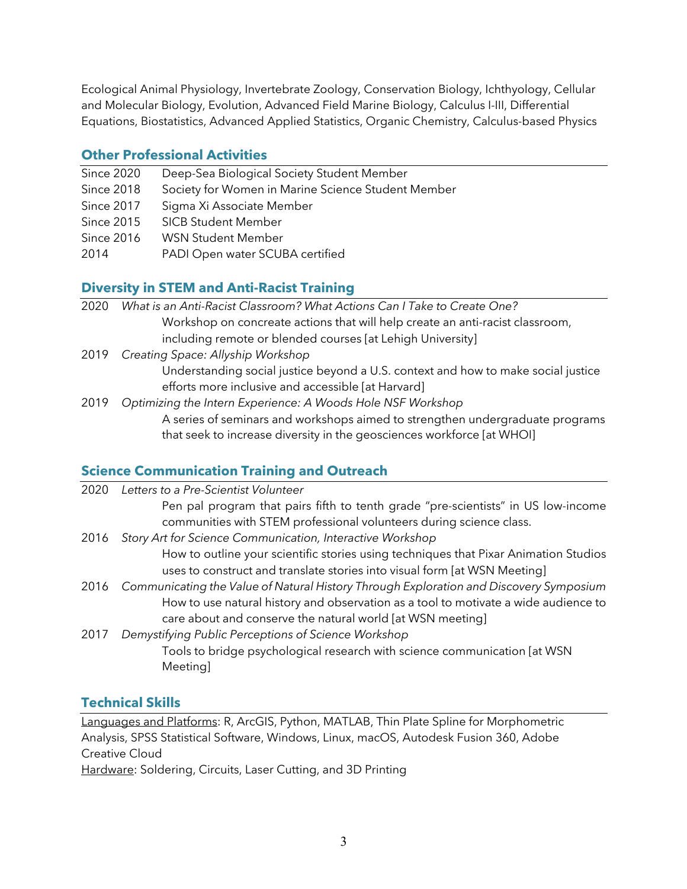Ecological Animal Physiology, Invertebrate Zoology, Conservation Biology, Ichthyology, Cellular and Molecular Biology, Evolution, Advanced Field Marine Biology, Calculus I-III, Differential Equations, Biostatistics, Advanced Applied Statistics, Organic Chemistry, Calculus-based Physics

## Other Professional Activities

Since 2020 Deep-Sea Biological Society Student Member
Since 2018 Society for Women in Marine Science Student Member
Since 2017 Sigma Xi Associate Member
Since 2015 SICB Student Member
Since 2016 WSN Student Member
2014 PADI Open water SCUBA certified

## Diversity in STEM and Anti-Racist Training

2020 *What is an Anti-Racist Classroom? What Actions Can I Take to Create One?*
Workshop on concreate actions that will help create an anti-racist classroom, including remote or blended courses [at Lehigh University]

2019 *Creating Space: Allyship Workshop*
Understanding social justice beyond a U.S. context and how to make social justice efforts more inclusive and accessible [at Harvard]

2019 *Optimizing the Intern Experience: A Woods Hole NSF Workshop*
A series of seminars and workshops aimed to strengthen undergraduate programs that seek to increase diversity in the geosciences workforce [at WHOI]

## Science Communication Training and Outreach

2020 *Letters to a Pre-Scientist Volunteer*
Pen pal program that pairs fifth to tenth grade "pre-scientists" in US low-income communities with STEM professional volunteers during science class.

2016 *Story Art for Science Communication, Interactive Workshop*
How to outline your scientific stories using techniques that Pixar Animation Studios uses to construct and translate stories into visual form [at WSN Meeting]

2016 *Communicating the Value of Natural History Through Exploration and Discovery Symposium*
How to use natural history and observation as a tool to motivate a wide audience to care about and conserve the natural world [at WSN meeting]

2017 *Demystifying Public Perceptions of Science Workshop*
Tools to bridge psychological research with science communication [at WSN Meeting]

## Technical Skills

<u>Languages and Platforms</u>: R, ArcGIS, Python, MATLAB, Thin Plate Spline for Morphometric Analysis, SPSS Statistical Software, Windows, Linux, macOS, Autodesk Fusion 360, Adobe Creative Cloud
<u>Hardware</u>: Soldering, Circuits, Laser Cutting, and 3D Printing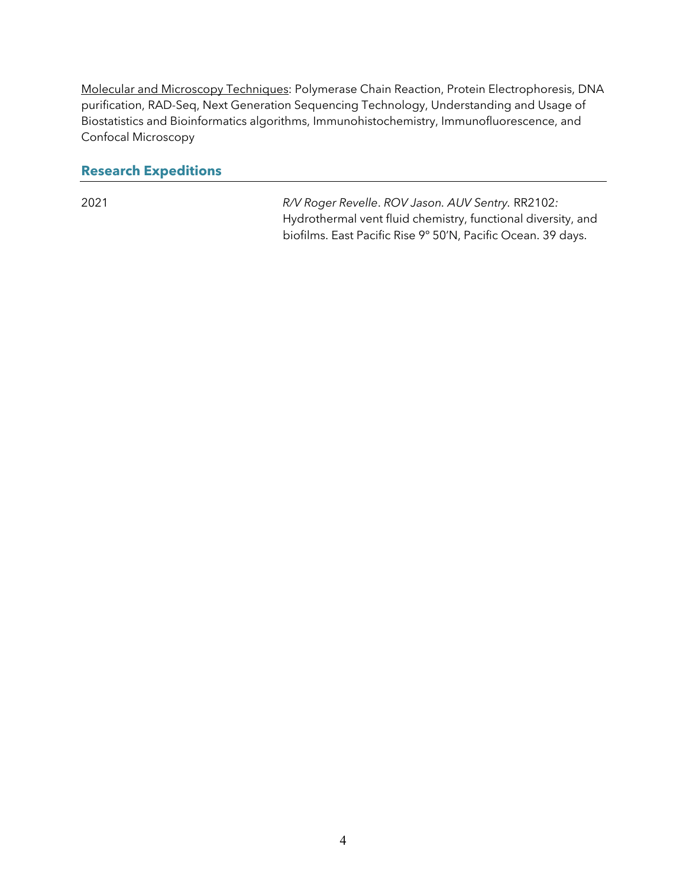<u>Molecular and Microscopy Techniques</u>: Polymerase Chain Reaction, Protein Electrophoresis, DNA purification, RAD-Seq, Next Generation Sequencing Technology, Understanding and Usage of Biostatistics and Bioinformatics algorithms, Immunohistochemistry, Immunofluorescence, and Confocal Microscopy

## Research Expeditions

2021 — *R/V Roger Revelle*. *ROV Jason*. *AUV Sentry.* RR2102*:* Hydrothermal vent fluid chemistry, functional diversity, and biofilms. East Pacific Rise 9° 50′N, Pacific Ocean. 39 days.